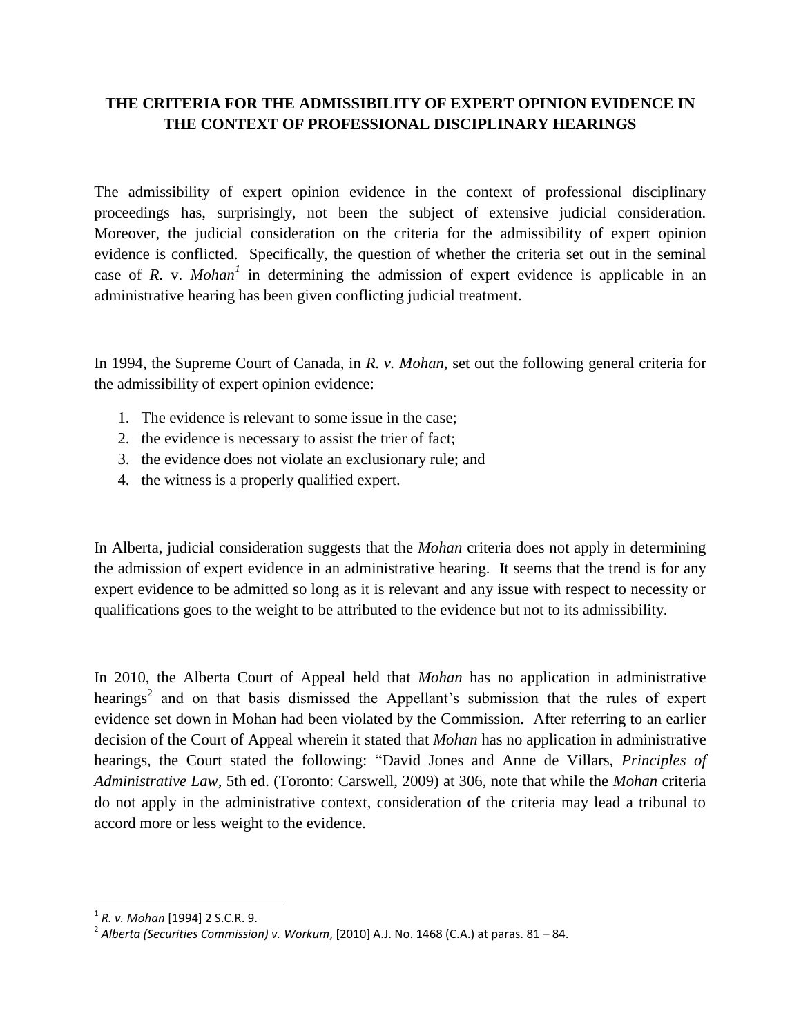# THE CRITERIA FOR THE ADMISSIBILITY OF EXPERT OPINION EVIDENCE IN THE CONTEXT OF PROFESSIONAL DISCIPLINARY HEARINGS

The admissibility of expert opinion evidence in the context of professional disciplinary proceedings has, surprisingly, not been the subject of extensive judicial consideration. Moreover, the judicial consideration on the criteria for the admissibility of expert opinion evidence is conflicted. Specifically, the question of whether the criteria set out in the seminal case of *R.* v. *Mohan*[1] in determining the admission of expert evidence is applicable in an administrative hearing has been given conflicting judicial treatment.

In 1994, the Supreme Court of Canada, in *R. v. Mohan*, set out the following general criteria for the admissibility of expert opinion evidence:

1. The evidence is relevant to some issue in the case;
2. the evidence is necessary to assist the trier of fact;
3. the evidence does not violate an exclusionary rule; and
4. the witness is a properly qualified expert.

In Alberta, judicial consideration suggests that the *Mohan* criteria does not apply in determining the admission of expert evidence in an administrative hearing. It seems that the trend is for any expert evidence to be admitted so long as it is relevant and any issue with respect to necessity or qualifications goes to the weight to be attributed to the evidence but not to its admissibility.

In 2010, the Alberta Court of Appeal held that *Mohan* has no application in administrative hearings[2] and on that basis dismissed the Appellant's submission that the rules of expert evidence set down in Mohan had been violated by the Commission. After referring to an earlier decision of the Court of Appeal wherein it stated that *Mohan* has no application in administrative hearings, the Court stated the following: "David Jones and Anne de Villars, *Principles of Administrative Law*, 5th ed. (Toronto: Carswell, 2009) at 306, note that while the *Mohan* criteria do not apply in the administrative context, consideration of the criteria may lead a tribunal to accord more or less weight to the evidence.

---

[1] *R. v. Mohan* [1994] 2 S.C.R. 9.

[2] *Alberta (Securities Commission) v. Workum*, [2010] A.J. No. 1468 (C.A.) at paras. 81 – 84.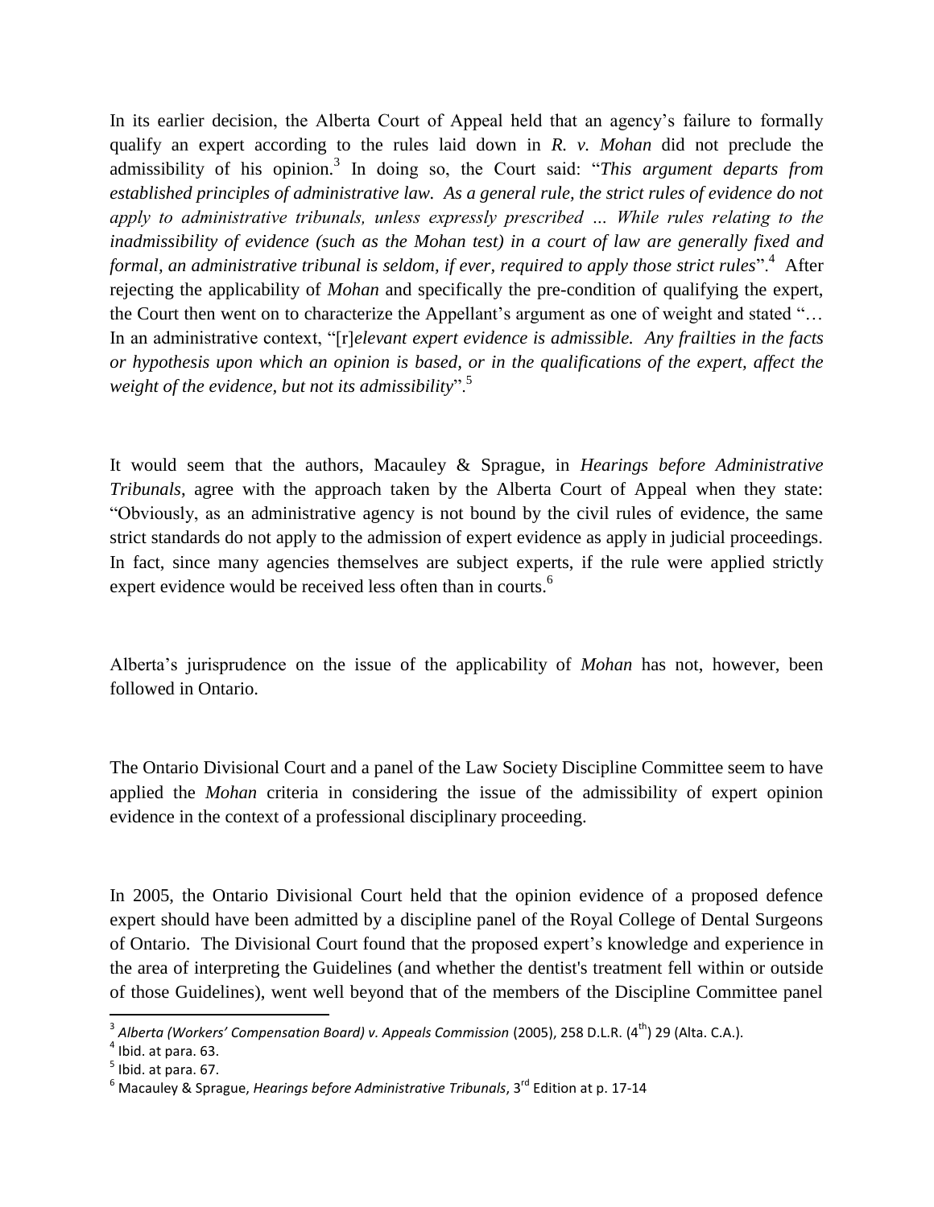In its earlier decision, the Alberta Court of Appeal held that an agency's failure to formally qualify an expert according to the rules laid down in *R. v. Mohan* did not preclude the admissibility of his opinion.[3] In doing so, the Court said: "*This argument departs from established principles of administrative law. As a general rule, the strict rules of evidence do not apply to administrative tribunals, unless expressly prescribed … While rules relating to the inadmissibility of evidence (such as the Mohan test) in a court of law are generally fixed and formal, an administrative tribunal is seldom, if ever, required to apply those strict rules*".[4] After rejecting the applicability of *Mohan* and specifically the pre-condition of qualifying the expert, the Court then went on to characterize the Appellant's argument as one of weight and stated "… In an administrative context, "[r]*elevant expert evidence is admissible. Any frailties in the facts or hypothesis upon which an opinion is based, or in the qualifications of the expert, affect the weight of the evidence, but not its admissibility*".[5]

It would seem that the authors, Macauley & Sprague, in *Hearings before Administrative Tribunals*, agree with the approach taken by the Alberta Court of Appeal when they state: "Obviously, as an administrative agency is not bound by the civil rules of evidence, the same strict standards do not apply to the admission of expert evidence as apply in judicial proceedings. In fact, since many agencies themselves are subject experts, if the rule were applied strictly expert evidence would be received less often than in courts.[6]

Alberta's jurisprudence on the issue of the applicability of *Mohan* has not, however, been followed in Ontario.

The Ontario Divisional Court and a panel of the Law Society Discipline Committee seem to have applied the *Mohan* criteria in considering the issue of the admissibility of expert opinion evidence in the context of a professional disciplinary proceeding.

In 2005, the Ontario Divisional Court held that the opinion evidence of a proposed defence expert should have been admitted by a discipline panel of the Royal College of Dental Surgeons of Ontario. The Divisional Court found that the proposed expert's knowledge and experience in the area of interpreting the Guidelines (and whether the dentist's treatment fell within or outside of those Guidelines), went well beyond that of the members of the Discipline Committee panel

---

[3] *Alberta (Workers' Compensation Board) v. Appeals Commission* (2005), 258 D.L.R. (4th) 29 (Alta. C.A.).

[4] Ibid. at para. 63.

[5] Ibid. at para. 67.

[6] Macauley & Sprague, *Hearings before Administrative Tribunals*, 3rd Edition at p. 17-14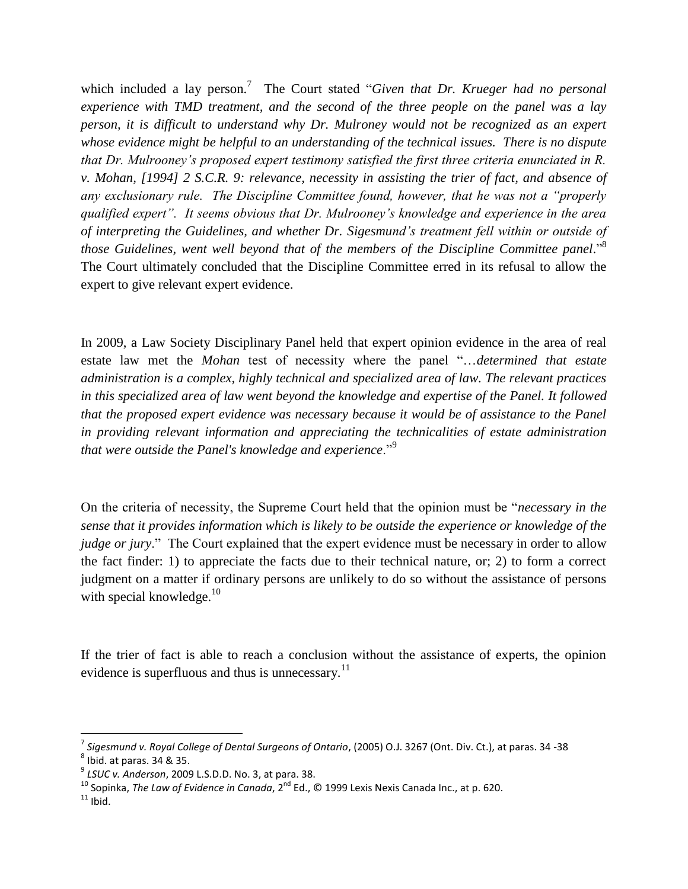which included a lay person.[7] The Court stated "*Given that Dr. Krueger had no personal experience with TMD treatment, and the second of the three people on the panel was a lay person, it is difficult to understand why Dr. Mulroney would not be recognized as an expert whose evidence might be helpful to an understanding of the technical issues. There is no dispute that Dr. Mulrooney's proposed expert testimony satisfied the first three criteria enunciated in R. v. Mohan, [1994] 2 S.C.R. 9: relevance, necessity in assisting the trier of fact, and absence of any exclusionary rule. The Discipline Committee found, however, that he was not a "properly qualified expert". It seems obvious that Dr. Mulrooney's knowledge and experience in the area of interpreting the Guidelines, and whether Dr. Sigesmund's treatment fell within or outside of those Guidelines, went well beyond that of the members of the Discipline Committee panel*."[8] The Court ultimately concluded that the Discipline Committee erred in its refusal to allow the expert to give relevant expert evidence.

In 2009, a Law Society Disciplinary Panel held that expert opinion evidence in the area of real estate law met the *Mohan* test of necessity where the panel "…*determined that estate administration is a complex, highly technical and specialized area of law. The relevant practices in this specialized area of law went beyond the knowledge and expertise of the Panel. It followed that the proposed expert evidence was necessary because it would be of assistance to the Panel in providing relevant information and appreciating the technicalities of estate administration that were outside the Panel's knowledge and experience*."[9]

On the criteria of necessity, the Supreme Court held that the opinion must be "*necessary in the sense that it provides information which is likely to be outside the experience or knowledge of the judge or jury*." The Court explained that the expert evidence must be necessary in order to allow the fact finder: 1) to appreciate the facts due to their technical nature, or; 2) to form a correct judgment on a matter if ordinary persons are unlikely to do so without the assistance of persons with special knowledge.[10]

If the trier of fact is able to reach a conclusion without the assistance of experts, the opinion evidence is superfluous and thus is unnecessary.[11]

---

[7] *Sigesmund v. Royal College of Dental Surgeons of Ontario*, (2005) O.J. 3267 (Ont. Div. Ct.), at paras. 34 -38

[8] Ibid. at paras. 34 & 35.

[9] *LSUC v. Anderson*, 2009 L.S.D.D. No. 3, at para. 38.

[10] Sopinka, *The Law of Evidence in Canada*, 2nd Ed., © 1999 Lexis Nexis Canada Inc., at p. 620.

[11] Ibid.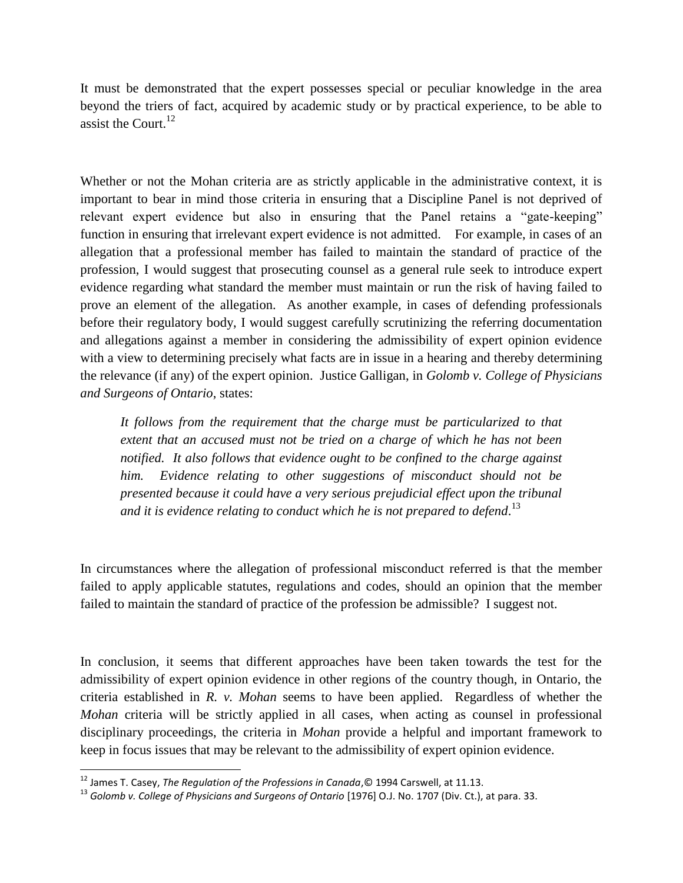It must be demonstrated that the expert possesses special or peculiar knowledge in the area beyond the triers of fact, acquired by academic study or by practical experience, to be able to assist the Court.[12]

Whether or not the Mohan criteria are as strictly applicable in the administrative context, it is important to bear in mind those criteria in ensuring that a Discipline Panel is not deprived of relevant expert evidence but also in ensuring that the Panel retains a "gate-keeping" function in ensuring that irrelevant expert evidence is not admitted. For example, in cases of an allegation that a professional member has failed to maintain the standard of practice of the profession, I would suggest that prosecuting counsel as a general rule seek to introduce expert evidence regarding what standard the member must maintain or run the risk of having failed to prove an element of the allegation. As another example, in cases of defending professionals before their regulatory body, I would suggest carefully scrutinizing the referring documentation and allegations against a member in considering the admissibility of expert opinion evidence with a view to determining precisely what facts are in issue in a hearing and thereby determining the relevance (if any) of the expert opinion. Justice Galligan, in *Golomb v. College of Physicians and Surgeons of Ontario*, states:

> *It follows from the requirement that the charge must be particularized to that extent that an accused must not be tried on a charge of which he has not been notified. It also follows that evidence ought to be confined to the charge against him. Evidence relating to other suggestions of misconduct should not be presented because it could have a very serious prejudicial effect upon the tribunal and it is evidence relating to conduct which he is not prepared to defend*.[13]

In circumstances where the allegation of professional misconduct referred is that the member failed to apply applicable statutes, regulations and codes, should an opinion that the member failed to maintain the standard of practice of the profession be admissible? I suggest not.

In conclusion, it seems that different approaches have been taken towards the test for the admissibility of expert opinion evidence in other regions of the country though, in Ontario, the criteria established in *R. v. Mohan* seems to have been applied. Regardless of whether the *Mohan* criteria will be strictly applied in all cases, when acting as counsel in professional disciplinary proceedings, the criteria in *Mohan* provide a helpful and important framework to keep in focus issues that may be relevant to the admissibility of expert opinion evidence.

---

[12] James T. Casey, *The Regulation of the Professions in Canada*,© 1994 Carswell, at 11.13.

[13] *Golomb v. College of Physicians and Surgeons of Ontario* [1976] O.J. No. 1707 (Div. Ct.), at para. 33.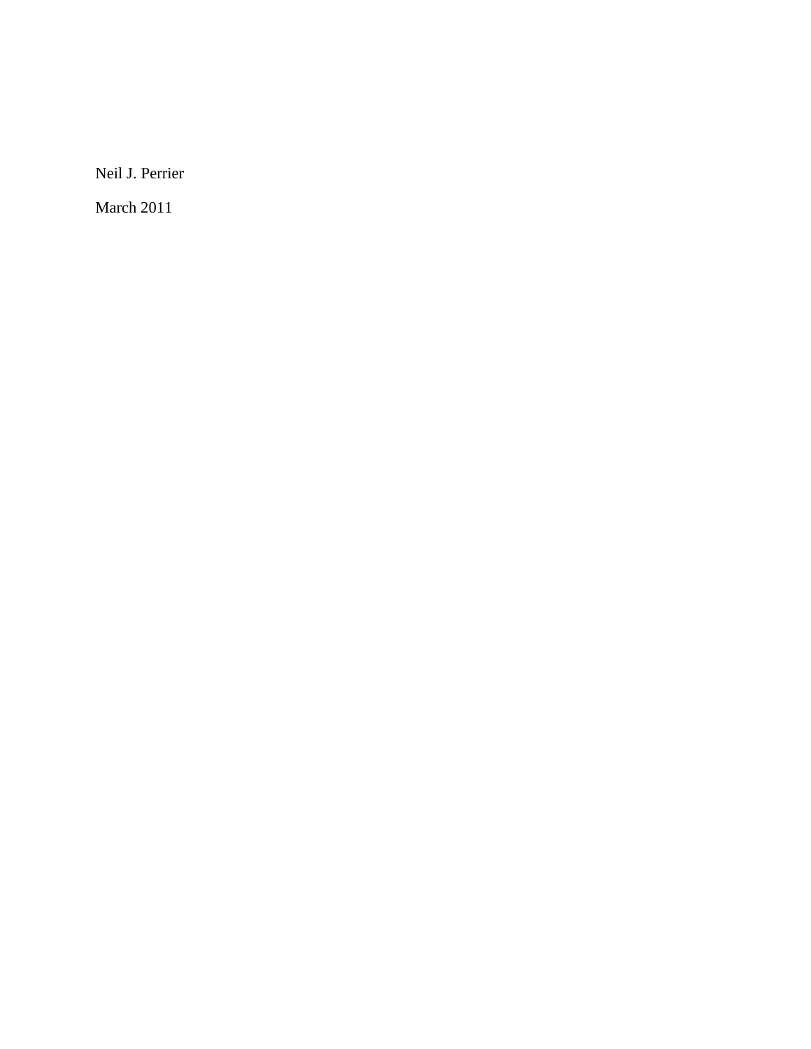Neil J. Perrier

March 2011